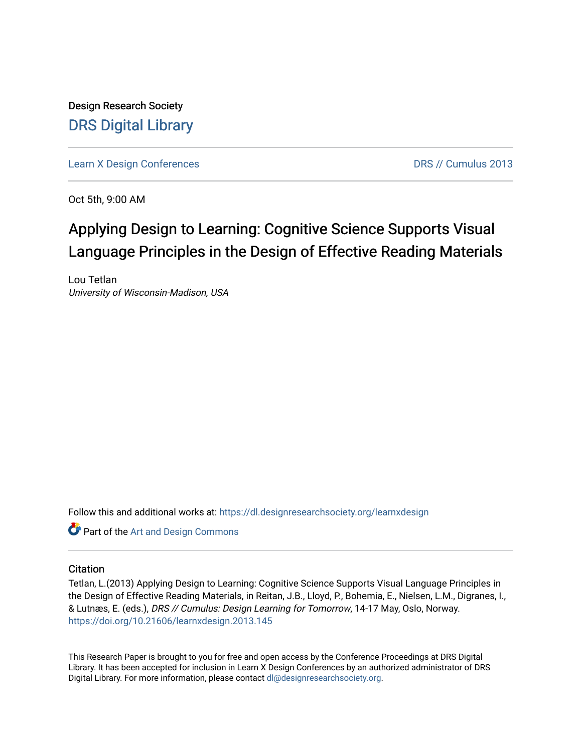Design Research Society

# DRS Digital Library

Learn X Design Conferences

DRS // Cumulus 2013

Oct 5th, 9:00 AM

## Applying Design to Learning: Cognitive Science Supports Visual Language Principles in the Design of Effective Reading Materials

Lou Tetlan
*University of Wisconsin-Madison, USA*

Follow this and additional works at: https://dl.designresearchsociety.org/learnxdesign

Part of the Art and Design Commons

### Citation

Tetlan, L.(2013) Applying Design to Learning: Cognitive Science Supports Visual Language Principles in the Design of Effective Reading Materials, in Reitan, J.B., Lloyd, P., Bohemia, E., Nielsen, L.M., Digranes, I., & Lutnæs, E. (eds.), *DRS // Cumulus: Design Learning for Tomorrow*, 14-17 May, Oslo, Norway.
https://doi.org/10.21606/learnxdesign.2013.145

This Research Paper is brought to you for free and open access by the Conference Proceedings at DRS Digital Library. It has been accepted for inclusion in Learn X Design Conferences by an authorized administrator of DRS Digital Library. For more information, please contact dl@designresearchsociety.org.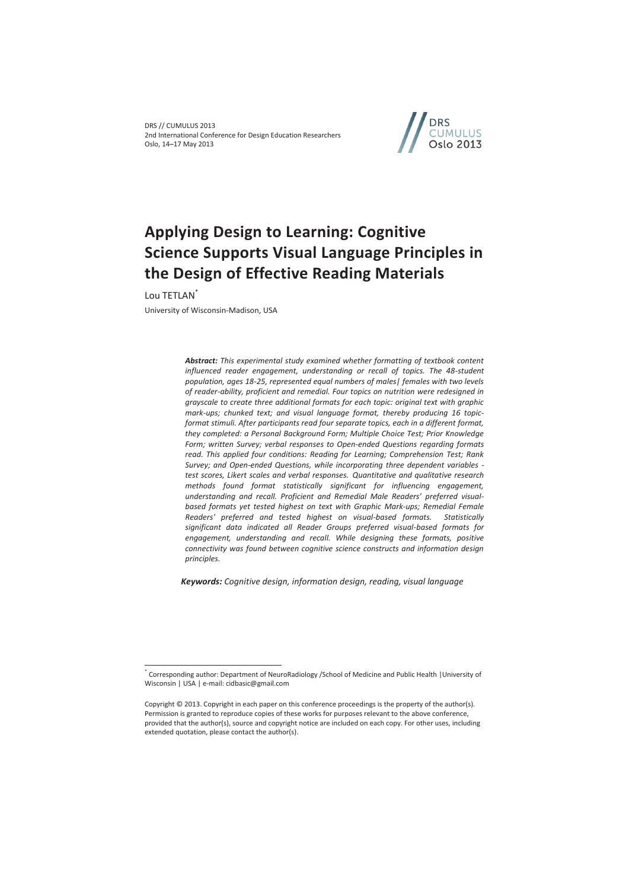DRS // CUMULUS 2013
2nd International Conference for Design Education Researchers
Oslo, 14–17 May 2013

# Applying Design to Learning: Cognitive Science Supports Visual Language Principles in the Design of Effective Reading Materials

Lou TETLAN[*]

University of Wisconsin-Madison, USA

***Abstract:*** *This experimental study examined whether formatting of textbook content influenced reader engagement, understanding or recall of topics. The 48-student population, ages 18-25, represented equal numbers of males| females with two levels of reader-ability, proficient and remedial. Four topics on nutrition were redesigned in grayscale to create three additional formats for each topic: original text with graphic mark-ups; chunked text; and visual language format, thereby producing 16 topic-format stimuli. After participants read four separate topics, each in a different format, they completed: a Personal Background Form; Multiple Choice Test; Prior Knowledge Form; written Survey; verbal responses to Open-ended Questions regarding formats read. This applied four conditions: Reading for Learning; Comprehension Test; Rank Survey; and Open-ended Questions, while incorporating three dependent variables - test scores, Likert scales and verbal responses. Quantitative and qualitative research methods found format statistically significant for influencing engagement, understanding and recall. Proficient and Remedial Male Readers' preferred visual-based formats yet tested highest on text with Graphic Mark-ups; Remedial Female Readers' preferred and tested highest on visual-based formats. Statistically significant data indicated all Reader Groups preferred visual-based formats for engagement, understanding and recall. While designing these formats, positive connectivity was found between cognitive science constructs and information design principles.*

***Keywords:*** *Cognitive design, information design, reading, visual language*

[*] Corresponding author: Department of NeuroRadiology /School of Medicine and Public Health |University of Wisconsin | USA | e-mail: cidbasic@gmail.com

Copyright © 2013. Copyright in each paper on this conference proceedings is the property of the author(s). Permission is granted to reproduce copies of these works for purposes relevant to the above conference, provided that the author(s), source and copyright notice are included on each copy. For other uses, including extended quotation, please contact the author(s).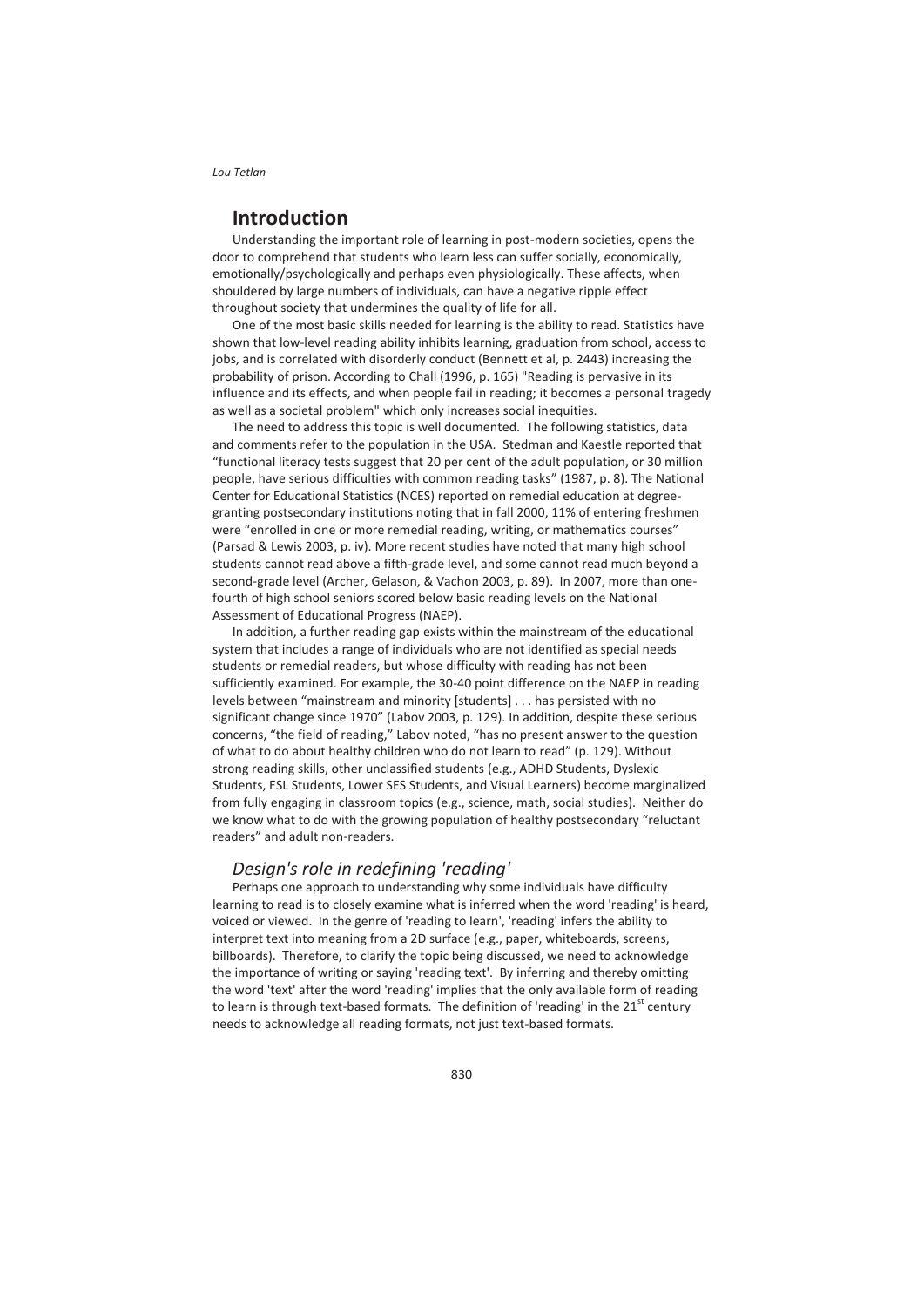## Introduction

Understanding the important role of learning in post-modern societies, opens the door to comprehend that students who learn less can suffer socially, economically, emotionally/psychologically and perhaps even physiologically. These affects, when shouldered by large numbers of individuals, can have a negative ripple effect throughout society that undermines the quality of life for all.

One of the most basic skills needed for learning is the ability to read. Statistics have shown that low-level reading ability inhibits learning, graduation from school, access to jobs, and is correlated with disorderly conduct (Bennett et al, p. 2443) increasing the probability of prison. According to Chall (1996, p. 165) "Reading is pervasive in its influence and its effects, and when people fail in reading; it becomes a personal tragedy as well as a societal problem" which only increases social inequities.

The need to address this topic is well documented. The following statistics, data and comments refer to the population in the USA. Stedman and Kaestle reported that "functional literacy tests suggest that 20 per cent of the adult population, or 30 million people, have serious difficulties with common reading tasks" (1987, p. 8). The National Center for Educational Statistics (NCES) reported on remedial education at degree-granting postsecondary institutions noting that in fall 2000, 11% of entering freshmen were "enrolled in one or more remedial reading, writing, or mathematics courses" (Parsad & Lewis 2003, p. iv). More recent studies have noted that many high school students cannot read above a fifth-grade level, and some cannot read much beyond a second-grade level (Archer, Gelason, & Vachon 2003, p. 89). In 2007, more than one-fourth of high school seniors scored below basic reading levels on the National Assessment of Educational Progress (NAEP).

In addition, a further reading gap exists within the mainstream of the educational system that includes a range of individuals who are not identified as special needs students or remedial readers, but whose difficulty with reading has not been sufficiently examined. For example, the 30-40 point difference on the NAEP in reading levels between "mainstream and minority [students] . . . has persisted with no significant change since 1970" (Labov 2003, p. 129). In addition, despite these serious concerns, "the field of reading," Labov noted, "has no present answer to the question of what to do about healthy children who do not learn to read" (p. 129). Without strong reading skills, other unclassified students (e.g., ADHD Students, Dyslexic Students, ESL Students, Lower SES Students, and Visual Learners) become marginalized from fully engaging in classroom topics (e.g., science, math, social studies). Neither do we know what to do with the growing population of healthy postsecondary "reluctant readers" and adult non-readers.

### *Design's role in redefining 'reading'*

Perhaps one approach to understanding why some individuals have difficulty learning to read is to closely examine what is inferred when the word 'reading' is heard, voiced or viewed. In the genre of 'reading to learn', 'reading' infers the ability to interpret text into meaning from a 2D surface (e.g., paper, whiteboards, screens, billboards). Therefore, to clarify the topic being discussed, we need to acknowledge the importance of writing or saying 'reading text'. By inferring and thereby omitting the word 'text' after the word 'reading' implies that the only available form of reading to learn is through text-based formats. The definition of 'reading' in the 21st century needs to acknowledge all reading formats, not just text-based formats.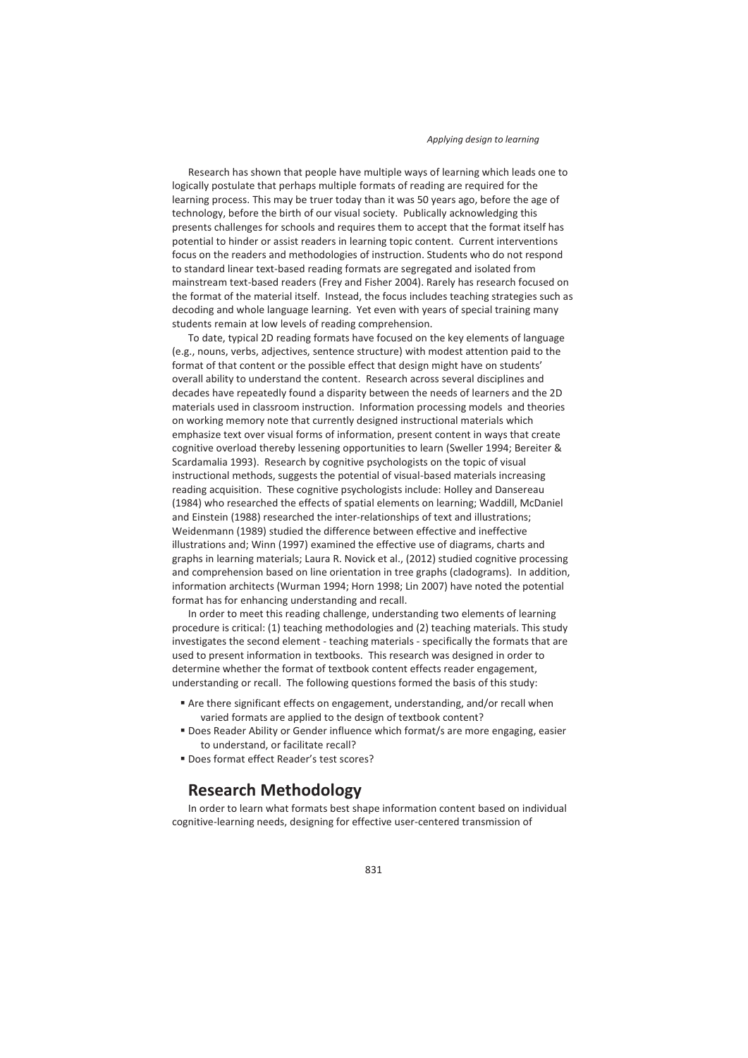Research has shown that people have multiple ways of learning which leads one to logically postulate that perhaps multiple formats of reading are required for the learning process. This may be truer today than it was 50 years ago, before the age of technology, before the birth of our visual society. Publically acknowledging this presents challenges for schools and requires them to accept that the format itself has potential to hinder or assist readers in learning topic content. Current interventions focus on the readers and methodologies of instruction. Students who do not respond to standard linear text-based reading formats are segregated and isolated from mainstream text-based readers (Frey and Fisher 2004). Rarely has research focused on the format of the material itself. Instead, the focus includes teaching strategies such as decoding and whole language learning. Yet even with years of special training many students remain at low levels of reading comprehension.

To date, typical 2D reading formats have focused on the key elements of language (e.g., nouns, verbs, adjectives, sentence structure) with modest attention paid to the format of that content or the possible effect that design might have on students' overall ability to understand the content. Research across several disciplines and decades have repeatedly found a disparity between the needs of learners and the 2D materials used in classroom instruction. Information processing models and theories on working memory note that currently designed instructional materials which emphasize text over visual forms of information, present content in ways that create cognitive overload thereby lessening opportunities to learn (Sweller 1994; Bereiter & Scardamalia 1993). Research by cognitive psychologists on the topic of visual instructional methods, suggests the potential of visual-based materials increasing reading acquisition. These cognitive psychologists include: Holley and Dansereau (1984) who researched the effects of spatial elements on learning; Waddill, McDaniel and Einstein (1988) researched the inter-relationships of text and illustrations; Weidenmann (1989) studied the difference between effective and ineffective illustrations and; Winn (1997) examined the effective use of diagrams, charts and graphs in learning materials; Laura R. Novick et al., (2012) studied cognitive processing and comprehension based on line orientation in tree graphs (cladograms). In addition, information architects (Wurman 1994; Horn 1998; Lin 2007) have noted the potential format has for enhancing understanding and recall.

In order to meet this reading challenge, understanding two elements of learning procedure is critical: (1) teaching methodologies and (2) teaching materials. This study investigates the second element - teaching materials - specifically the formats that are used to present information in textbooks. This research was designed in order to determine whether the format of textbook content effects reader engagement, understanding or recall. The following questions formed the basis of this study:

- Are there significant effects on engagement, understanding, and/or recall when varied formats are applied to the design of textbook content?
- Does Reader Ability or Gender influence which format/s are more engaging, easier to understand, or facilitate recall?
- Does format effect Reader's test scores?

## Research Methodology

In order to learn what formats best shape information content based on individual cognitive-learning needs, designing for effective user-centered transmission of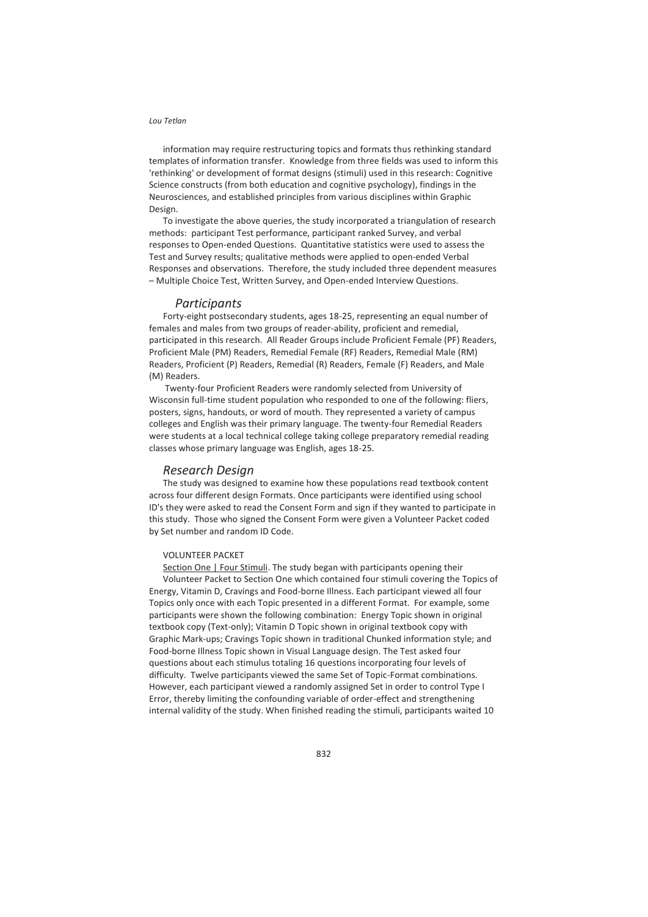information may require restructuring topics and formats thus rethinking standard templates of information transfer. Knowledge from three fields was used to inform this 'rethinking' or development of format designs (stimuli) used in this research: Cognitive Science constructs (from both education and cognitive psychology), findings in the Neurosciences, and established principles from various disciplines within Graphic Design.

To investigate the above queries, the study incorporated a triangulation of research methods: participant Test performance, participant ranked Survey, and verbal responses to Open-ended Questions. Quantitative statistics were used to assess the Test and Survey results; qualitative methods were applied to open-ended Verbal Responses and observations. Therefore, the study included three dependent measures – Multiple Choice Test, Written Survey, and Open-ended Interview Questions.

## *Participants*

Forty-eight postsecondary students, ages 18-25, representing an equal number of females and males from two groups of reader-ability, proficient and remedial, participated in this research. All Reader Groups include Proficient Female (PF) Readers, Proficient Male (PM) Readers, Remedial Female (RF) Readers, Remedial Male (RM) Readers, Proficient (P) Readers, Remedial (R) Readers, Female (F) Readers, and Male (M) Readers.

Twenty-four Proficient Readers were randomly selected from University of Wisconsin full-time student population who responded to one of the following: fliers, posters, signs, handouts, or word of mouth. They represented a variety of campus colleges and English was their primary language. The twenty-four Remedial Readers were students at a local technical college taking college preparatory remedial reading classes whose primary language was English, ages 18-25.

## *Research Design*

The study was designed to examine how these populations read textbook content across four different design Formats. Once participants were identified using school ID's they were asked to read the Consent Form and sign if they wanted to participate in this study. Those who signed the Consent Form were given a Volunteer Packet coded by Set number and random ID Code.

VOLUNTEER PACKET

Section One | Four Stimuli. The study began with participants opening their Volunteer Packet to Section One which contained four stimuli covering the Topics of Energy, Vitamin D, Cravings and Food-borne Illness. Each participant viewed all four Topics only once with each Topic presented in a different Format. For example, some participants were shown the following combination: Energy Topic shown in original textbook copy (Text-only); Vitamin D Topic shown in original textbook copy with Graphic Mark-ups; Cravings Topic shown in traditional Chunked information style; and Food-borne Illness Topic shown in Visual Language design. The Test asked four questions about each stimulus totaling 16 questions incorporating four levels of difficulty. Twelve participants viewed the same Set of Topic-Format combinations. However, each participant viewed a randomly assigned Set in order to control Type I Error, thereby limiting the confounding variable of order-effect and strengthening internal validity of the study. When finished reading the stimuli, participants waited 10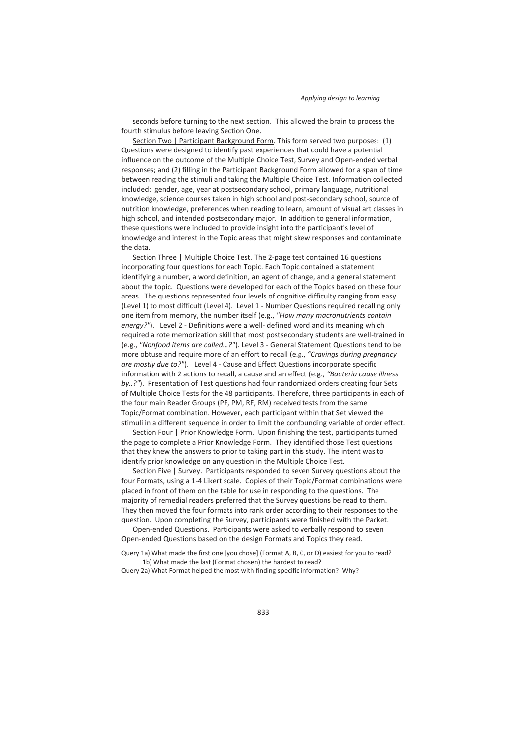seconds before turning to the next section. This allowed the brain to process the fourth stimulus before leaving Section One.

Section Two | Participant Background Form. This form served two purposes: (1) Questions were designed to identify past experiences that could have a potential influence on the outcome of the Multiple Choice Test, Survey and Open-ended verbal responses; and (2) filling in the Participant Background Form allowed for a span of time between reading the stimuli and taking the Multiple Choice Test. Information collected included: gender, age, year at postsecondary school, primary language, nutritional knowledge, science courses taken in high school and post-secondary school, source of nutrition knowledge, preferences when reading to learn, amount of visual art classes in high school, and intended postsecondary major. In addition to general information, these questions were included to provide insight into the participant's level of knowledge and interest in the Topic areas that might skew responses and contaminate the data.

Section Three | Multiple Choice Test. The 2-page test contained 16 questions incorporating four questions for each Topic. Each Topic contained a statement identifying a number, a word definition, an agent of change, and a general statement about the topic. Questions were developed for each of the Topics based on these four areas. The questions represented four levels of cognitive difficulty ranging from easy (Level 1) to most difficult (Level 4). Level 1 - Number Questions required recalling only one item from memory, the number itself (e.g., *"How many macronutrients contain energy?"*). Level 2 - Definitions were a well- defined word and its meaning which required a rote memorization skill that most postsecondary students are well-trained in (e.g., *"Nonfood items are called…?"*). Level 3 - General Statement Questions tend to be more obtuse and require more of an effort to recall (e.g., *"Cravings during pregnancy are mostly due to?"*). Level 4 - Cause and Effect Questions incorporate specific information with 2 actions to recall, a cause and an effect (e.g., *"Bacteria cause illness by..?"*). Presentation of Test questions had four randomized orders creating four Sets of Multiple Choice Tests for the 48 participants. Therefore, three participants in each of the four main Reader Groups (PF, PM, RF, RM) received tests from the same Topic/Format combination. However, each participant within that Set viewed the stimuli in a different sequence in order to limit the confounding variable of order effect.

Section Four | Prior Knowledge Form. Upon finishing the test, participants turned the page to complete a Prior Knowledge Form. They identified those Test questions that they knew the answers to prior to taking part in this study. The intent was to identify prior knowledge on any question in the Multiple Choice Test.

Section Five | Survey. Participants responded to seven Survey questions about the four Formats, using a 1-4 Likert scale. Copies of their Topic/Format combinations were placed in front of them on the table for use in responding to the questions. The majority of remedial readers preferred that the Survey questions be read to them. They then moved the four formats into rank order according to their responses to the question. Upon completing the Survey, participants were finished with the Packet.

Open-ended Questions. Participants were asked to verbally respond to seven Open-ended Questions based on the design Formats and Topics they read.

Query 1a) What made the first one [you chose] (Format A, B, C, or D) easiest for you to read?
    1b) What made the last (Format chosen) the hardest to read?
Query 2a) What Format helped the most with finding specific information? Why?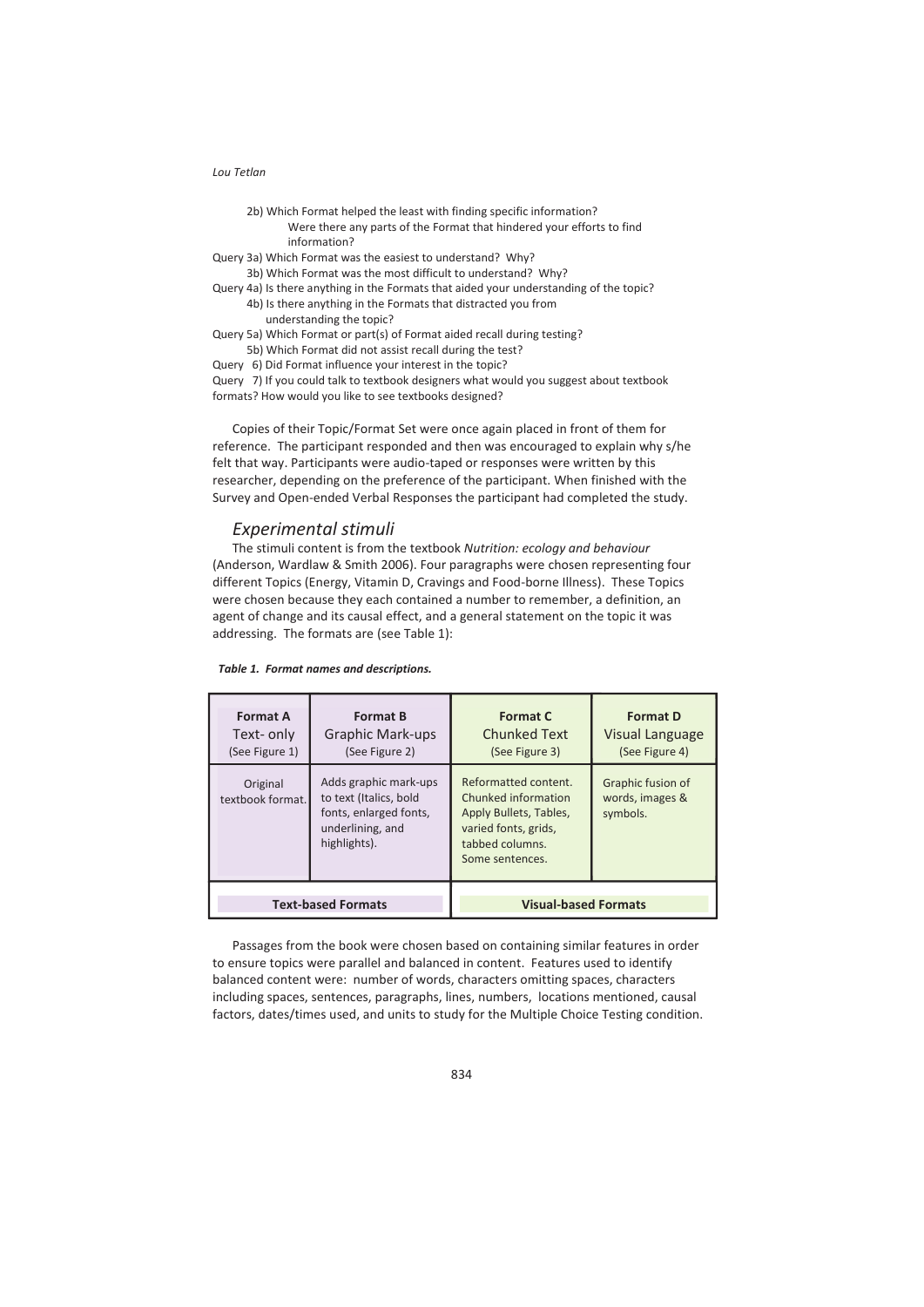2b) Which Format helped the least with finding specific information?
Were there any parts of the Format that hindered your efforts to find information?

Query 3a) Which Format was the easiest to understand? Why?
3b) Which Format was the most difficult to understand? Why?

Query 4a) Is there anything in the Formats that aided your understanding of the topic?
4b) Is there anything in the Formats that distracted you from understanding the topic?

Query 5a) Which Format or part(s) of Format aided recall during testing?
5b) Which Format did not assist recall during the test?

Query 6) Did Format influence your interest in the topic?

Query 7) If you could talk to textbook designers what would you suggest about textbook formats? How would you like to see textbooks designed?

Copies of their Topic/Format Set were once again placed in front of them for reference. The participant responded and then was encouraged to explain why s/he felt that way. Participants were audio-taped or responses were written by this researcher, depending on the preference of the participant. When finished with the Survey and Open-ended Verbal Responses the participant had completed the study.

## *Experimental stimuli*

The stimuli content is from the textbook *Nutrition: ecology and behaviour* (Anderson, Wardlaw & Smith 2006). Four paragraphs were chosen representing four different Topics (Energy, Vitamin D, Cravings and Food-borne Illness). These Topics were chosen because they each contained a number to remember, a definition, an agent of change and its causal effect, and a general statement on the topic it was addressing. The formats are (see Table 1):

***Table 1. Format names and descriptions.***

| **Format A** Text- only (See Figure 1) | **Format B** Graphic Mark-ups (See Figure 2) | **Format C** Chunked Text (See Figure 3) | **Format D** Visual Language (See Figure 4) |
|---|---|---|---|
| Original textbook format. | Adds graphic mark-ups to text (Italics, bold fonts, enlarged fonts, underlining, and highlights). | Reformatted content. Chunked information Apply Bullets, Tables, varied fonts, grids, tabbed columns. Some sentences. | Graphic fusion of words, images & symbols. |
| **Text-based Formats** | | **Visual-based Formats** | |

Passages from the book were chosen based on containing similar features in order to ensure topics were parallel and balanced in content. Features used to identify balanced content were: number of words, characters omitting spaces, characters including spaces, sentences, paragraphs, lines, numbers, locations mentioned, causal factors, dates/times used, and units to study for the Multiple Choice Testing condition.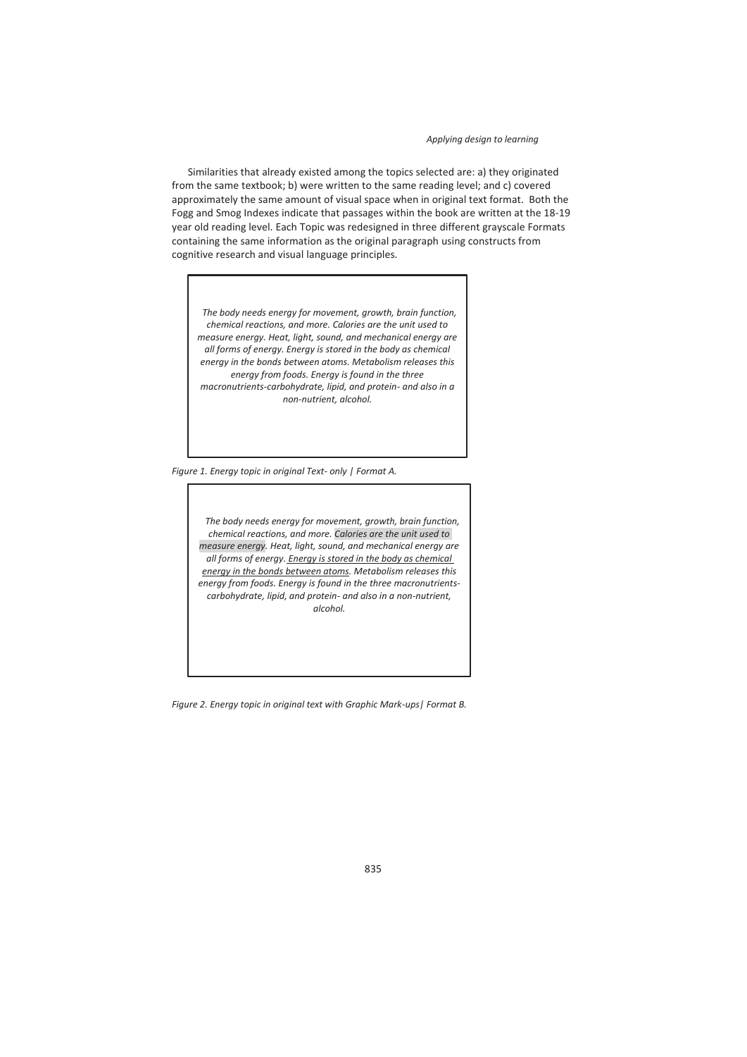Similarities that already existed among the topics selected are: a) they originated from the same textbook; b) were written to the same reading level; and c) covered approximately the same amount of visual space when in original text format. Both the Fogg and Smog Indexes indicate that passages within the book are written at the 18-19 year old reading level. Each Topic was redesigned in three different grayscale Formats containing the same information as the original paragraph using constructs from cognitive research and visual language principles.

> *The body needs energy for movement, growth, brain function, chemical reactions, and more. Calories are the unit used to measure energy. Heat, light, sound, and mechanical energy are all forms of energy. Energy is stored in the body as chemical energy in the bonds between atoms. Metabolism releases this energy from foods. Energy is found in the three macronutrients-carbohydrate, lipid, and protein- and also in a non-nutrient, alcohol.*

*Figure 1. Energy topic in original Text- only | Format A.*

> *The body needs energy for movement, growth, brain function, chemical reactions, and more. Calories are the unit used to measure energy. Heat, light, sound, and mechanical energy are all forms of energy. <u>Energy is stored in the body as chemical energy in the bonds between atoms</u>. Metabolism releases this energy from foods. Energy is found in the three macronutrients-carbohydrate, lipid, and protein- and also in a non-nutrient, alcohol.*

*Figure 2. Energy topic in original text with Graphic Mark-ups| Format B.*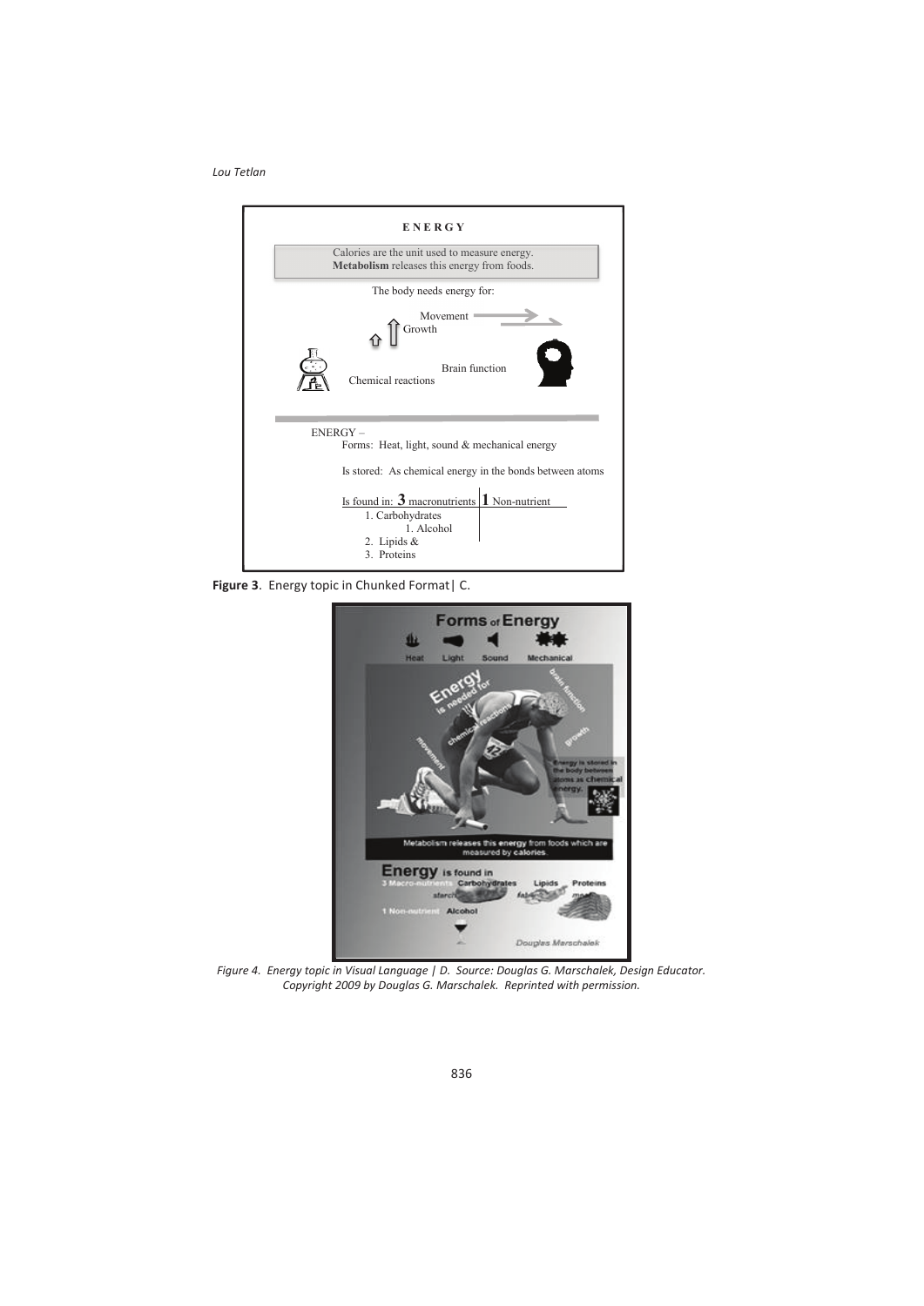**ENERGY**

Calories are the unit used to measure energy.
**Metabolism** releases this energy from foods.

The body needs energy for:

Movement

Growth

Brain function

Chemical reactions

ENERGY –

Forms: Heat, light, sound & mechanical energy

Is stored: As chemical energy in the bonds between atoms

Is found in: **3** macronutrients | **1** Non-nutrient

1. Carbohydrates
   1. Alcohol
2. Lipids &
3. Proteins

**Figure 3**. Energy topic in Chunked Format | C.

**Forms of Energy**

Heat Light Sound Mechanical

Energy is needed for movement, chemical reactions, brain function, growth

Energy is stored in the body between atoms as chemical energy.

Metabolism releases this energy from foods which are measured by calories.

**Energy** is found in

3 Macro-nutrients: Carbohydrates (starch), Lipids (fats), Proteins (meat)

1 Non-nutrient: Alcohol

Douglas Marschalek

*Figure 4. Energy topic in Visual Language | D. Source: Douglas G. Marschalek, Design Educator. Copyright 2009 by Douglas G. Marschalek. Reprinted with permission.*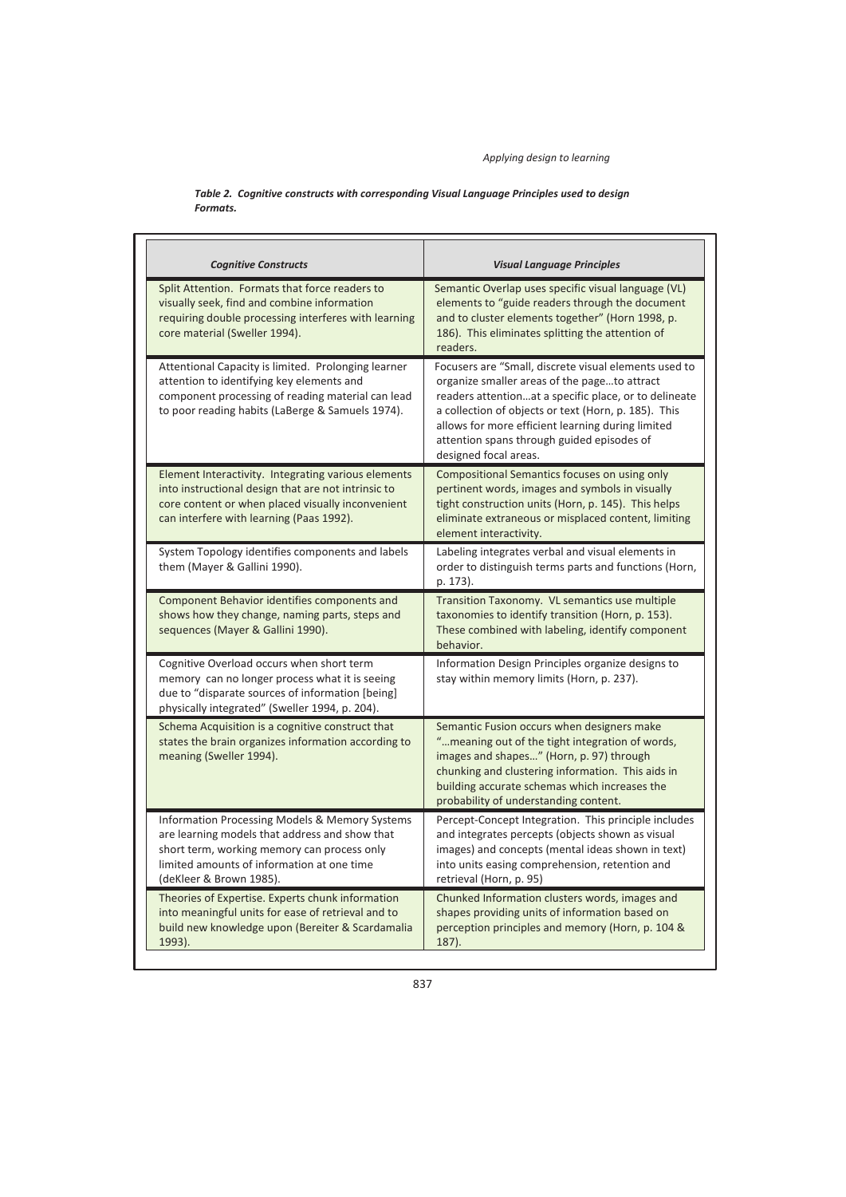***Table 2. Cognitive constructs with corresponding Visual Language Principles used to design Formats.***

| *Cognitive Constructs* | *Visual Language Principles* |
|---|---|
| Split Attention. Formats that force readers to visually seek, find and combine information requiring double processing interferes with learning core material (Sweller 1994). | Semantic Overlap uses specific visual language (VL) elements to "guide readers through the document and to cluster elements together" (Horn 1998, p. 186). This eliminates splitting the attention of readers. |
| Attentional Capacity is limited. Prolonging learner attention to identifying key elements and component processing of reading material can lead to poor reading habits (LaBerge & Samuels 1974). | Focusers are "Small, discrete visual elements used to organize smaller areas of the page…to attract readers attention…at a specific place, or to delineate a collection of objects or text (Horn, p. 185). This allows for more efficient learning during limited attention spans through guided episodes of designed focal areas. |
| Element Interactivity. Integrating various elements into instructional design that are not intrinsic to core content or when placed visually inconvenient can interfere with learning (Paas 1992). | Compositional Semantics focuses on using only pertinent words, images and symbols in visually tight construction units (Horn, p. 145). This helps eliminate extraneous or misplaced content, limiting element interactivity. |
| System Topology identifies components and labels them (Mayer & Gallini 1990). | Labeling integrates verbal and visual elements in order to distinguish terms parts and functions (Horn, p. 173). |
| Component Behavior identifies components and shows how they change, naming parts, steps and sequences (Mayer & Gallini 1990). | Transition Taxonomy. VL semantics use multiple taxonomies to identify transition (Horn, p. 153). These combined with labeling, identify component behavior. |
| Cognitive Overload occurs when short term memory can no longer process what it is seeing due to "disparate sources of information [being] physically integrated" (Sweller 1994, p. 204). | Information Design Principles organize designs to stay within memory limits (Horn, p. 237). |
| Schema Acquisition is a cognitive construct that states the brain organizes information according to meaning (Sweller 1994). | Semantic Fusion occurs when designers make "…meaning out of the tight integration of words, images and shapes…" (Horn, p. 97) through chunking and clustering information. This aids in building accurate schemas which increases the probability of understanding content. |
| Information Processing Models & Memory Systems are learning models that address and show that short term, working memory can process only limited amounts of information at one time (deKleer & Brown 1985). | Percept-Concept Integration. This principle includes and integrates percepts (objects shown as visual images) and concepts (mental ideas shown in text) into units easing comprehension, retention and retrieval (Horn, p. 95) |
| Theories of Expertise. Experts chunk information into meaningful units for ease of retrieval and to build new knowledge upon (Bereiter & Scardamalia 1993). | Chunked Information clusters words, images and shapes providing units of information based on perception principles and memory (Horn, p. 104 & 187). |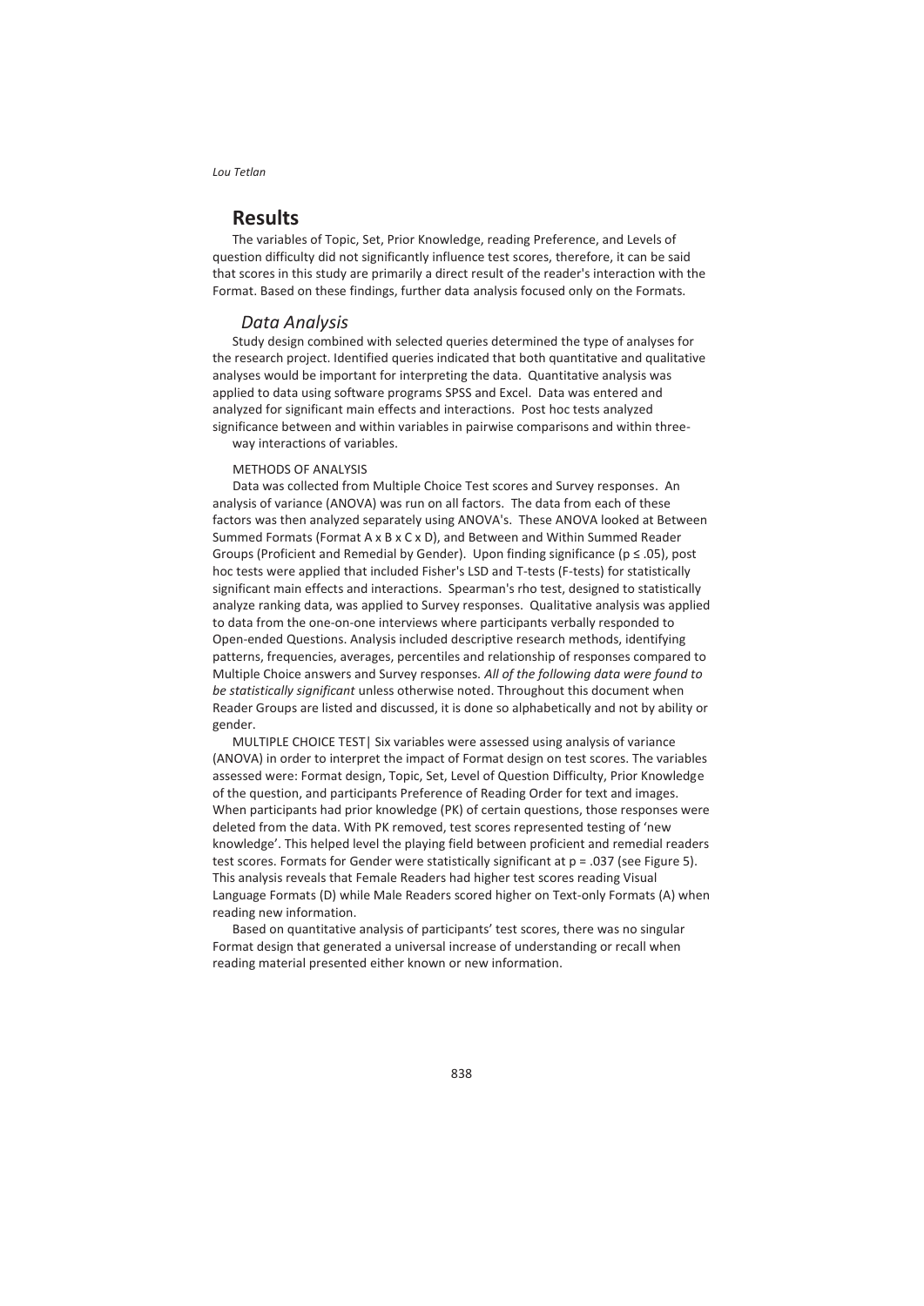## Results

The variables of Topic, Set, Prior Knowledge, reading Preference, and Levels of question difficulty did not significantly influence test scores, therefore, it can be said that scores in this study are primarily a direct result of the reader's interaction with the Format. Based on these findings, further data analysis focused only on the Formats.

### *Data Analysis*

Study design combined with selected queries determined the type of analyses for the research project. Identified queries indicated that both quantitative and qualitative analyses would be important for interpreting the data. Quantitative analysis was applied to data using software programs SPSS and Excel. Data was entered and analyzed for significant main effects and interactions. Post hoc tests analyzed significance between and within variables in pairwise comparisons and within three-way interactions of variables.

METHODS OF ANALYSIS

Data was collected from Multiple Choice Test scores and Survey responses. An analysis of variance (ANOVA) was run on all factors. The data from each of these factors was then analyzed separately using ANOVA's. These ANOVA looked at Between Summed Formats (Format A x B x C x D), and Between and Within Summed Reader Groups (Proficient and Remedial by Gender). Upon finding significance ($p \leq .05$), post hoc tests were applied that included Fisher's LSD and T-tests (F-tests) for statistically significant main effects and interactions. Spearman's rho test, designed to statistically analyze ranking data, was applied to Survey responses. Qualitative analysis was applied to data from the one-on-one interviews where participants verbally responded to Open-ended Questions. Analysis included descriptive research methods, identifying patterns, frequencies, averages, percentiles and relationship of responses compared to Multiple Choice answers and Survey responses. *All of the following data were found to be statistically significant* unless otherwise noted. Throughout this document when Reader Groups are listed and discussed, it is done so alphabetically and not by ability or gender.

MULTIPLE CHOICE TEST| Six variables were assessed using analysis of variance (ANOVA) in order to interpret the impact of Format design on test scores. The variables assessed were: Format design, Topic, Set, Level of Question Difficulty, Prior Knowledge of the question, and participants Preference of Reading Order for text and images. When participants had prior knowledge (PK) of certain questions, those responses were deleted from the data. With PK removed, test scores represented testing of 'new knowledge'. This helped level the playing field between proficient and remedial readers test scores. Formats for Gender were statistically significant at $p = .037$ (see Figure 5). This analysis reveals that Female Readers had higher test scores reading Visual Language Formats (D) while Male Readers scored higher on Text-only Formats (A) when reading new information.

Based on quantitative analysis of participants' test scores, there was no singular Format design that generated a universal increase of understanding or recall when reading material presented either known or new information.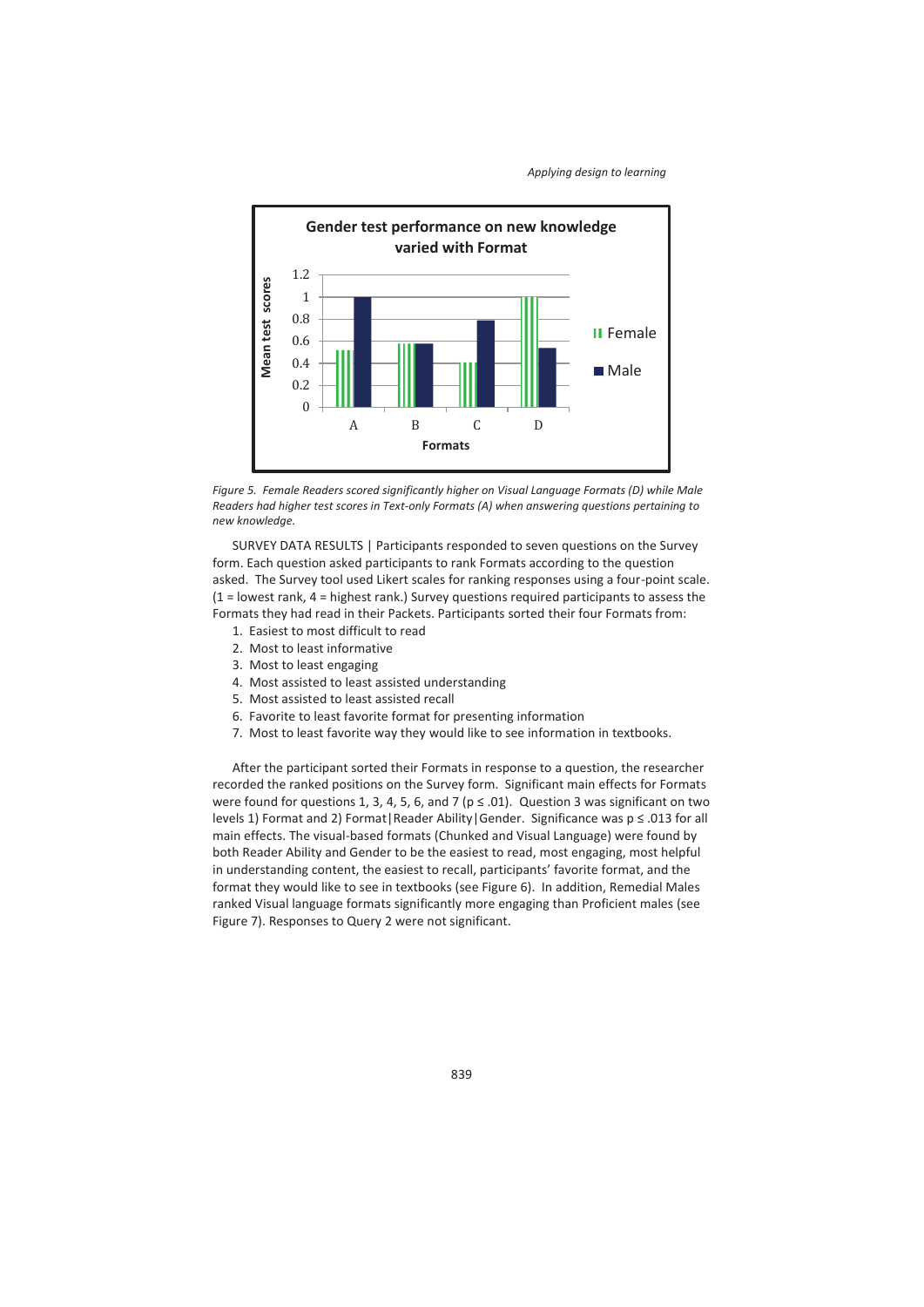*Figure 5. Female Readers scored significantly higher on Visual Language Formats (D) while Male Readers had higher test scores in Text-only Formats (A) when answering questions pertaining to new knowledge.*

SURVEY DATA RESULTS | Participants responded to seven questions on the Survey form. Each question asked participants to rank Formats according to the question asked. The Survey tool used Likert scales for ranking responses using a four-point scale. (1 = lowest rank, 4 = highest rank.) Survey questions required participants to assess the Formats they had read in their Packets. Participants sorted their four Formats from:

1. Easiest to most difficult to read
2. Most to least informative
3. Most to least engaging
4. Most assisted to least assisted understanding
5. Most assisted to least assisted recall
6. Favorite to least favorite format for presenting information
7. Most to least favorite way they would like to see information in textbooks.

After the participant sorted their Formats in response to a question, the researcher recorded the ranked positions on the Survey form. Significant main effects for Formats were found for questions 1, 3, 4, 5, 6, and 7 ($p \leq .01$). Question 3 was significant on two levels 1) Format and 2) Format|Reader Ability|Gender. Significance was $p \leq .013$ for all main effects. The visual-based formats (Chunked and Visual Language) were found by both Reader Ability and Gender to be the easiest to read, most engaging, most helpful in understanding content, the easiest to recall, participants' favorite format, and the format they would like to see in textbooks (see Figure 6). In addition, Remedial Males ranked Visual language formats significantly more engaging than Proficient males (see Figure 7). Responses to Query 2 were not significant.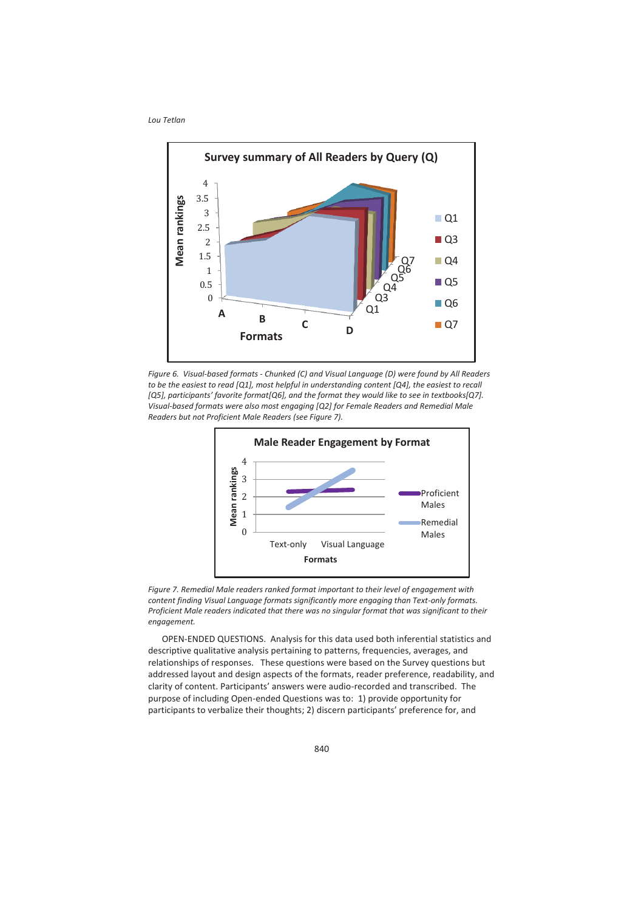*Figure 6. Visual-based formats - Chunked (C) and Visual Language (D) were found by All Readers to be the easiest to read [Q1], most helpful in understanding content [Q4], the easiest to recall [Q5], participants' favorite format[Q6], and the format they would like to see in textbooks[Q7]. Visual-based formats were also most engaging [Q2] for Female Readers and Remedial Male Readers but not Proficient Male Readers (see Figure 7).*

*Figure 7. Remedial Male readers ranked format important to their level of engagement with content finding Visual Language formats significantly more engaging than Text-only formats. Proficient Male readers indicated that there was no singular format that was significant to their engagement.*

OPEN-ENDED QUESTIONS. Analysis for this data used both inferential statistics and descriptive qualitative analysis pertaining to patterns, frequencies, averages, and relationships of responses. These questions were based on the Survey questions but addressed layout and design aspects of the formats, reader preference, readability, and clarity of content. Participants' answers were audio-recorded and transcribed. The purpose of including Open-ended Questions was to: 1) provide opportunity for participants to verbalize their thoughts; 2) discern participants' preference for, and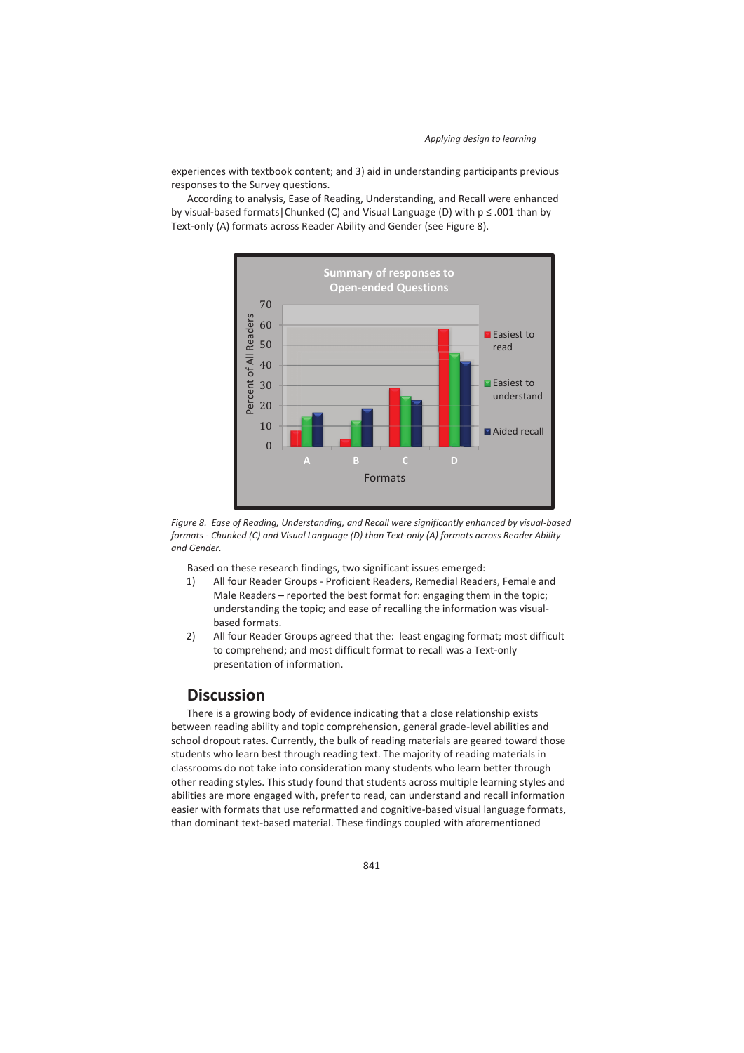experiences with textbook content; and 3) aid in understanding participants previous responses to the Survey questions.

According to analysis, Ease of Reading, Understanding, and Recall were enhanced by visual-based formats|Chunked (C) and Visual Language (D) with $p \leq .001$ than by Text-only (A) formats across Reader Ability and Gender (see Figure 8).

*Figure 8. Ease of Reading, Understanding, and Recall were significantly enhanced by visual-based formats - Chunked (C) and Visual Language (D) than Text-only (A) formats across Reader Ability and Gender.*

Based on these research findings, two significant issues emerged:

1) All four Reader Groups - Proficient Readers, Remedial Readers, Female and Male Readers – reported the best format for: engaging them in the topic; understanding the topic; and ease of recalling the information was visual-based formats.
2) All four Reader Groups agreed that the: least engaging format; most difficult to comprehend; and most difficult format to recall was a Text-only presentation of information.

## Discussion

There is a growing body of evidence indicating that a close relationship exists between reading ability and topic comprehension, general grade-level abilities and school dropout rates. Currently, the bulk of reading materials are geared toward those students who learn best through reading text. The majority of reading materials in classrooms do not take into consideration many students who learn better through other reading styles. This study found that students across multiple learning styles and abilities are more engaged with, prefer to read, can understand and recall information easier with formats that use reformatted and cognitive-based visual language formats, than dominant text-based material. These findings coupled with aforementioned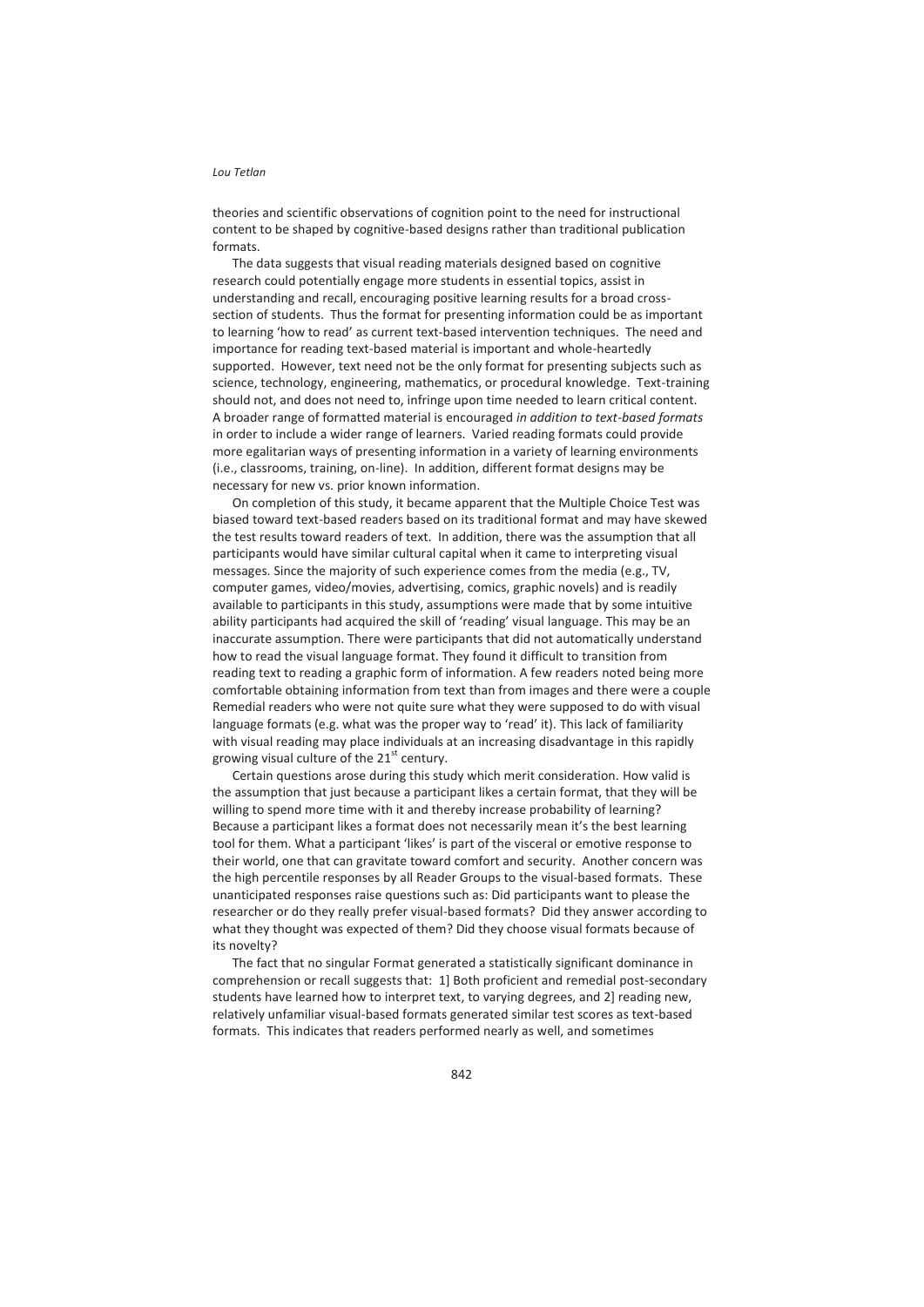theories and scientific observations of cognition point to the need for instructional content to be shaped by cognitive-based designs rather than traditional publication formats.

The data suggests that visual reading materials designed based on cognitive research could potentially engage more students in essential topics, assist in understanding and recall, encouraging positive learning results for a broad cross-section of students. Thus the format for presenting information could be as important to learning 'how to read' as current text-based intervention techniques. The need and importance for reading text-based material is important and whole-heartedly supported. However, text need not be the only format for presenting subjects such as science, technology, engineering, mathematics, or procedural knowledge. Text-training should not, and does not need to, infringe upon time needed to learn critical content. A broader range of formatted material is encouraged *in addition to text-based formats* in order to include a wider range of learners. Varied reading formats could provide more egalitarian ways of presenting information in a variety of learning environments (i.e., classrooms, training, on-line). In addition, different format designs may be necessary for new vs. prior known information.

On completion of this study, it became apparent that the Multiple Choice Test was biased toward text-based readers based on its traditional format and may have skewed the test results toward readers of text. In addition, there was the assumption that all participants would have similar cultural capital when it came to interpreting visual messages. Since the majority of such experience comes from the media (e.g., TV, computer games, video/movies, advertising, comics, graphic novels) and is readily available to participants in this study, assumptions were made that by some intuitive ability participants had acquired the skill of 'reading' visual language. This may be an inaccurate assumption. There were participants that did not automatically understand how to read the visual language format. They found it difficult to transition from reading text to reading a graphic form of information. A few readers noted being more comfortable obtaining information from text than from images and there were a couple Remedial readers who were not quite sure what they were supposed to do with visual language formats (e.g. what was the proper way to 'read' it). This lack of familiarity with visual reading may place individuals at an increasing disadvantage in this rapidly growing visual culture of the 21st century.

Certain questions arose during this study which merit consideration. How valid is the assumption that just because a participant likes a certain format, that they will be willing to spend more time with it and thereby increase probability of learning? Because a participant likes a format does not necessarily mean it's the best learning tool for them. What a participant 'likes' is part of the visceral or emotive response to their world, one that can gravitate toward comfort and security. Another concern was the high percentile responses by all Reader Groups to the visual-based formats. These unanticipated responses raise questions such as: Did participants want to please the researcher or do they really prefer visual-based formats? Did they answer according to what they thought was expected of them? Did they choose visual formats because of its novelty?

The fact that no singular Format generated a statistically significant dominance in comprehension or recall suggests that: 1] Both proficient and remedial post-secondary students have learned how to interpret text, to varying degrees, and 2] reading new, relatively unfamiliar visual-based formats generated similar test scores as text-based formats. This indicates that readers performed nearly as well, and sometimes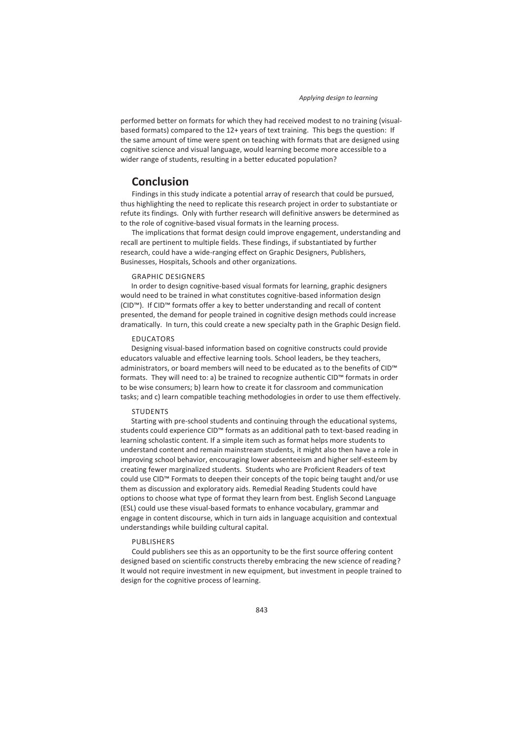performed better on formats for which they had received modest to no training (visual-based formats) compared to the 12+ years of text training. This begs the question: If the same amount of time were spent on teaching with formats that are designed using cognitive science and visual language, would learning become more accessible to a wider range of students, resulting in a better educated population?

## Conclusion

Findings in this study indicate a potential array of research that could be pursued, thus highlighting the need to replicate this research project in order to substantiate or refute its findings. Only with further research will definitive answers be determined as to the role of cognitive-based visual formats in the learning process.

The implications that format design could improve engagement, understanding and recall are pertinent to multiple fields. These findings, if substantiated by further research, could have a wide-ranging effect on Graphic Designers, Publishers, Businesses, Hospitals, Schools and other organizations.

### GRAPHIC DESIGNERS

In order to design cognitive-based visual formats for learning, graphic designers would need to be trained in what constitutes cognitive-based information design (CID™). If CID™ formats offer a key to better understanding and recall of content presented, the demand for people trained in cognitive design methods could increase dramatically. In turn, this could create a new specialty path in the Graphic Design field.

### EDUCATORS

Designing visual-based information based on cognitive constructs could provide educators valuable and effective learning tools. School leaders, be they teachers, administrators, or board members will need to be educated as to the benefits of CID™ formats. They will need to: a) be trained to recognize authentic CID™ formats in order to be wise consumers; b) learn how to create it for classroom and communication tasks; and c) learn compatible teaching methodologies in order to use them effectively.

### STUDENTS

Starting with pre-school students and continuing through the educational systems, students could experience CID™ formats as an additional path to text-based reading in learning scholastic content. If a simple item such as format helps more students to understand content and remain mainstream students, it might also then have a role in improving school behavior, encouraging lower absenteeism and higher self-esteem by creating fewer marginalized students. Students who are Proficient Readers of text could use CID™ Formats to deepen their concepts of the topic being taught and/or use them as discussion and exploratory aids. Remedial Reading Students could have options to choose what type of format they learn from best. English Second Language (ESL) could use these visual-based formats to enhance vocabulary, grammar and engage in content discourse, which in turn aids in language acquisition and contextual understandings while building cultural capital.

### PUBLISHERS

Could publishers see this as an opportunity to be the first source offering content designed based on scientific constructs thereby embracing the new science of reading? It would not require investment in new equipment, but investment in people trained to design for the cognitive process of learning.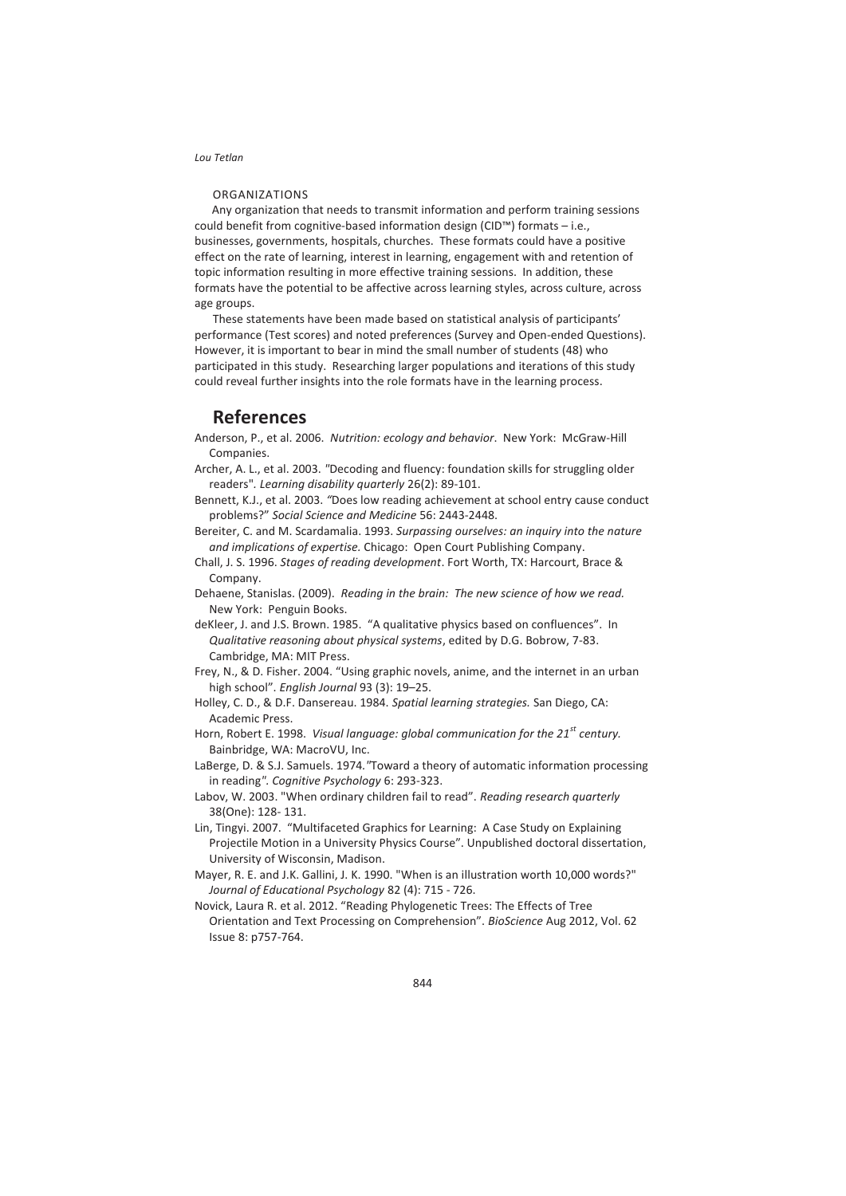ORGANIZATIONS

Any organization that needs to transmit information and perform training sessions could benefit from cognitive-based information design (CID™) formats – i.e., businesses, governments, hospitals, churches. These formats could have a positive effect on the rate of learning, interest in learning, engagement with and retention of topic information resulting in more effective training sessions. In addition, these formats have the potential to be affective across learning styles, across culture, across age groups.

These statements have been made based on statistical analysis of participants' performance (Test scores) and noted preferences (Survey and Open-ended Questions). However, it is important to bear in mind the small number of students (48) who participated in this study. Researching larger populations and iterations of this study could reveal further insights into the role formats have in the learning process.

## References

Anderson, P., et al. 2006. *Nutrition: ecology and behavior*. New York: McGraw-Hill Companies.

Archer, A. L., et al. 2003. "Decoding and fluency: foundation skills for struggling older readers". *Learning disability quarterly* 26(2): 89-101.

Bennett, K.J., et al. 2003. "Does low reading achievement at school entry cause conduct problems?" *Social Science and Medicine* 56: 2443-2448.

Bereiter, C. and M. Scardamalia. 1993. *Surpassing ourselves: an inquiry into the nature and implications of expertise.* Chicago: Open Court Publishing Company.

Chall, J. S. 1996. *Stages of reading development*. Fort Worth, TX: Harcourt, Brace & Company.

Dehaene, Stanislas. (2009). *Reading in the brain: The new science of how we read.* New York: Penguin Books.

deKleer, J. and J.S. Brown. 1985. "A qualitative physics based on confluences". In *Qualitative reasoning about physical systems*, edited by D.G. Bobrow, 7-83. Cambridge, MA: MIT Press.

Frey, N., & D. Fisher. 2004. "Using graphic novels, anime, and the internet in an urban high school". *English Journal* 93 (3): 19–25.

Holley, C. D., & D.F. Dansereau. 1984. *Spatial learning strategies.* San Diego, CA: Academic Press.

Horn, Robert E. 1998. *Visual language: global communication for the 21st century.* Bainbridge, WA: MacroVU, Inc.

LaBerge, D. & S.J. Samuels. 1974. "Toward a theory of automatic information processing in reading". *Cognitive Psychology* 6: 293-323.

Labov, W. 2003. "When ordinary children fail to read". *Reading research quarterly* 38(One): 128- 131.

Lin, Tingyi. 2007. "Multifaceted Graphics for Learning: A Case Study on Explaining Projectile Motion in a University Physics Course". Unpublished doctoral dissertation, University of Wisconsin, Madison.

Mayer, R. E. and J.K. Gallini, J. K. 1990. "When is an illustration worth 10,000 words?" *Journal of Educational Psychology* 82 (4): 715 - 726.

Novick, Laura R. et al. 2012. "Reading Phylogenetic Trees: The Effects of Tree Orientation and Text Processing on Comprehension". *BioScience* Aug 2012, Vol. 62 Issue 8: p757-764.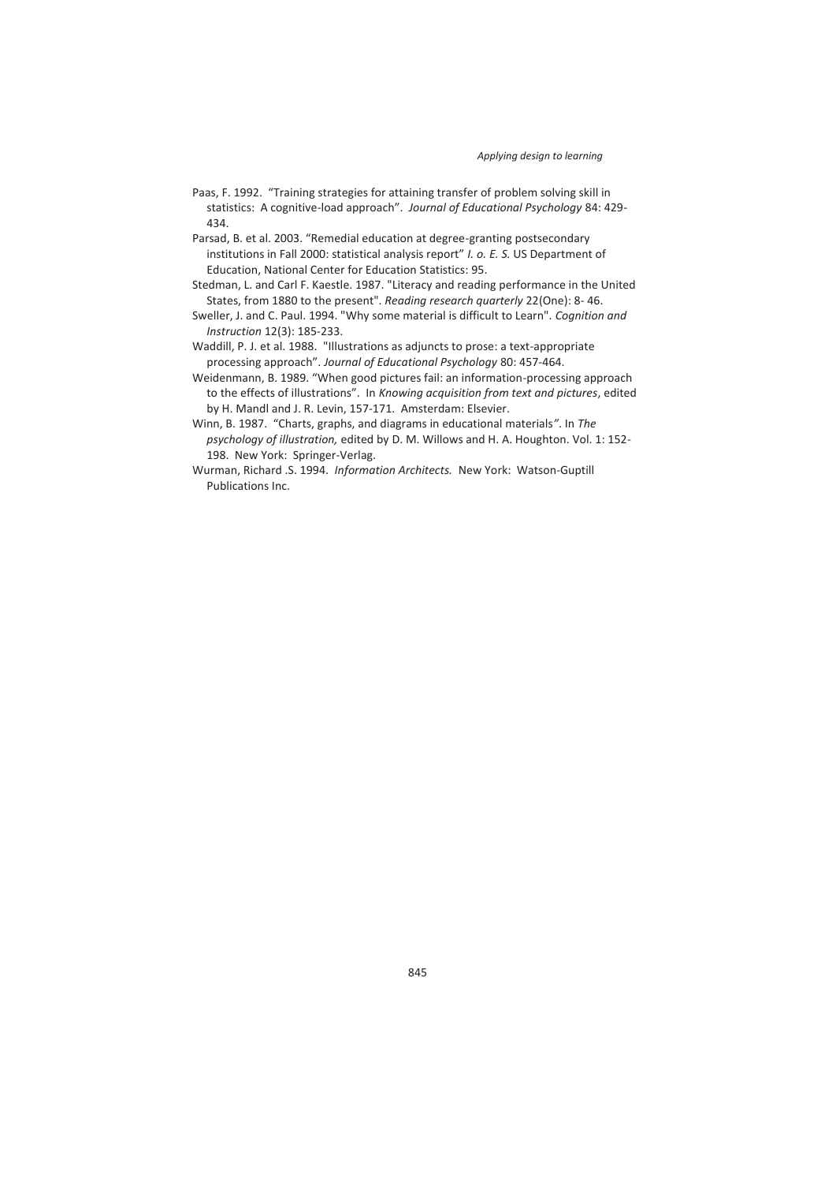Paas, F. 1992. "Training strategies for attaining transfer of problem solving skill in statistics: A cognitive-load approach". *Journal of Educational Psychology* 84: 429-434.

Parsad, B. et al. 2003. "Remedial education at degree-granting postsecondary institutions in Fall 2000: statistical analysis report" *I. o. E. S.* US Department of Education, National Center for Education Statistics: 95.

Stedman, L. and Carl F. Kaestle. 1987. "Literacy and reading performance in the United States, from 1880 to the present". *Reading research quarterly* 22(One): 8- 46.

Sweller, J. and C. Paul. 1994. "Why some material is difficult to Learn". *Cognition and Instruction* 12(3): 185-233.

Waddill, P. J. et al. 1988. "Illustrations as adjuncts to prose: a text-appropriate processing approach". *Journal of Educational Psychology* 80: 457-464.

Weidenmann, B. 1989. "When good pictures fail: an information-processing approach to the effects of illustrations". In *Knowing acquisition from text and pictures*, edited by H. Mandl and J. R. Levin, 157-171. Amsterdam: Elsevier.

Winn, B. 1987. "Charts, graphs, and diagrams in educational materials". In *The psychology of illustration,* edited by D. M. Willows and H. A. Houghton. Vol. 1: 152-198. New York: Springer-Verlag.

Wurman, Richard .S. 1994. *Information Architects.* New York: Watson-Guptill Publications Inc.